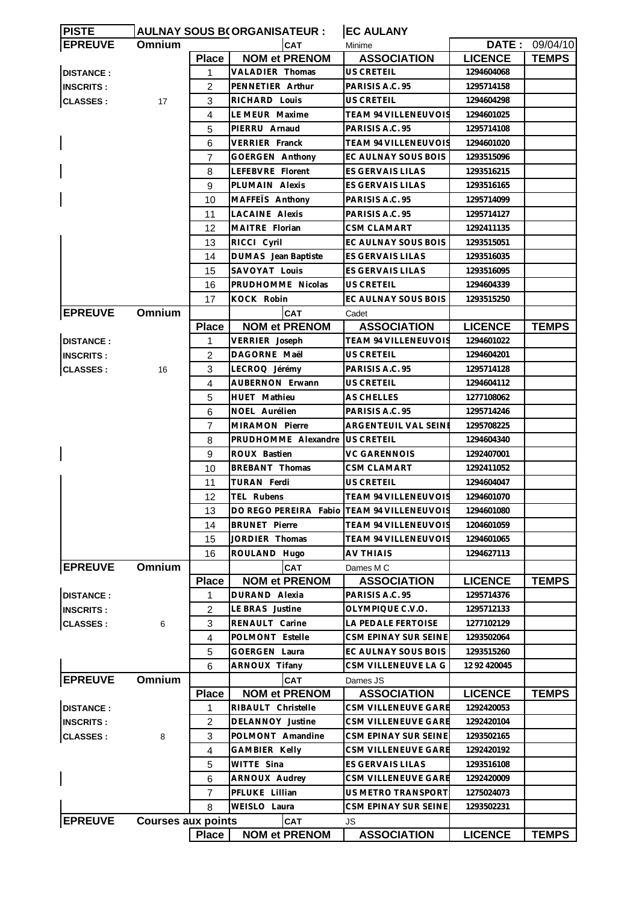| PISTE | AULNAY SOUS BOIS | ORGANISATEUR : | | EC AULANY | | |
|---|---|---|---|---|---|---|
| **EPREUVE** | **Omnium** | | CAT | Minime | DATE : | 09/04/10 |
| | | **Place** | **NOM et PRENOM** | **ASSOCIATION** | **LICENCE** | **TEMPS** |
| DISTANCE : | | 1 | VALADIER Thomas | US CRETEIL | 1294604068 | |
| INSCRITS : | | 2 | PENNETIER Arthur | PARISIS A.C. 95 | 1295714158 | |
| CLASSES : | 17 | 3 | RICHARD Louis | US CRETEIL | 1294604298 | |
| | | 4 | LE MEUR Maxime | TEAM 94 VILLENEUVOIS | 1294601025 | |
| | | 5 | PIERRU Arnaud | PARISIS A.C. 95 | 1295714108 | |
| | | 6 | VERRIER Franck | TEAM 94 VILLENEUVOIS | 1294601020 | |
| | | 7 | GOERGEN Anthony | EC AULNAY SOUS BOIS | 1293515096 | |
| | | 8 | LEFEBVRE Florent | ES GERVAIS LILAS | 1293516215 | |
| | | 9 | PLUMAIN Alexis | ES GERVAIS LILAS | 1293516165 | |
| | | 10 | MAFFEÏS Anthony | PARISIS A.C. 95 | 1295714099 | |
| | | 11 | LACAINE Alexis | PARISIS A.C. 95 | 1295714127 | |
| | | 12 | MAITRE Florian | CSM CLAMART | 1292411135 | |
| | | 13 | RICCI Cyril | EC AULNAY SOUS BOIS | 1293515051 | |
| | | 14 | DUMAS Jean Baptiste | ES GERVAIS LILAS | 1293516035 | |
| | | 15 | SAVOYAT Louis | ES GERVAIS LILAS | 1293516095 | |
| | | 16 | PRUDHOMME Nicolas | US CRETEIL | 1294604339 | |
| | | 17 | KOCK Robin | EC AULNAY SOUS BOIS | 1293515250 | |
| **EPREUVE** | **Omnium** | | CAT | Cadet | | |
| | | **Place** | **NOM et PRENOM** | **ASSOCIATION** | **LICENCE** | **TEMPS** |
| DISTANCE : | | 1 | VERRIER Joseph | TEAM 94 VILLENEUVOIS | 1294601022 | |
| INSCRITS : | | 2 | DAGORNE Maël | US CRETEIL | 1294604201 | |
| CLASSES : | 16 | 3 | LECROQ Jérémy | PARISIS A.C. 95 | 1295714128 | |
| | | 4 | AUBERNON Erwann | US CRETEIL | 1294604112 | |
| | | 5 | HUET Mathieu | AS CHELLES | 1277108062 | |
| | | 6 | NOEL Aurélien | PARISIS A.C. 95 | 1295714246 | |
| | | 7 | MIRAMON Pierre | ARGENTEUIL VAL SEINE | 1295708225 | |
| | | 8 | PRUDHOMME Alexandre | US CRETEIL | 1294604340 | |
| | | 9 | ROUX Bastien | VC GARENNOIS | 1292407001 | |
| | | 10 | BREBANT Thomas | CSM CLAMART | 1292411052 | |
| | | 11 | TURAN Ferdi | US CRETEIL | 1294604047 | |
| | | 12 | TEL Rubens | TEAM 94 VILLENEUVOIS | 1294601070 | |
| | | 13 | DO REGO PEREIRA Fabio | TEAM 94 VILLENEUVOIS | 1294601080 | |
| | | 14 | BRUNET Pierre | TEAM 94 VILLENEUVOIS | 1204601059 | |
| | | 15 | JORDIER Thomas | TEAM 94 VILLENEUVOIS | 1294601065 | |
| | | 16 | ROULAND Hugo | AV THIAIS | 1294627113 | |
| **EPREUVE** | **Omnium** | | CAT | Dames M C | | |
| | | **Place** | **NOM et PRENOM** | **ASSOCIATION** | **LICENCE** | **TEMPS** |
| DISTANCE : | | 1 | DURAND Alexia | PARISIS A.C. 95 | 1295714376 | |
| INSCRITS : | | 2 | LE BRAS Justine | OLYMPIQUE C.V.O. | 1295712133 | |
| CLASSES : | 6 | 3 | RENAULT Carine | LA PEDALE FERTOISE | 1277102129 | |
| | | 4 | POLMONT Estelle | CSM EPINAY SUR SEINE | 1293502064 | |
| | | 5 | GOERGEN Laura | EC AULNAY SOUS BOIS | 1293515260 | |
| | | 6 | ARNOUX Tifany | CSM VILLENEUVE LA G | 12 92 420045 | |
| **EPREUVE** | **Omnium** | | CAT | Dames JS | | |
| | | **Place** | **NOM et PRENOM** | **ASSOCIATION** | **LICENCE** | **TEMPS** |
| DISTANCE : | | 1 | RIBAULT Christelle | CSM VILLENEUVE GARE | 1292420053 | |
| INSCRITS : | | 2 | DELANNOY Justine | CSM VILLENEUVE GARE | 1292420104 | |
| CLASSES : | 8 | 3 | POLMONT Amandine | CSM EPINAY SUR SEINE | 1293502165 | |
| | | 4 | GAMBIER Kelly | CSM VILLENEUVE GARE | 1292420192 | |
| | | 5 | WITTE Sina | ES GERVAIS LILAS | 1293516108 | |
| | | 6 | ARNOUX Audrey | CSM VILLENEUVE GARE | 1292420009 | |
| | | 7 | PFLUKE Lillian | US METRO TRANSPORT | 1275024073 | |
| | | 8 | WEISLO Laura | CSM EPINAY SUR SEINE | 1293502231 | |
| **EPREUVE** | **Courses aux points** | | CAT | JS | | |
| | | **Place** | **NOM et PRENOM** | **ASSOCIATION** | **LICENCE** | **TEMPS** |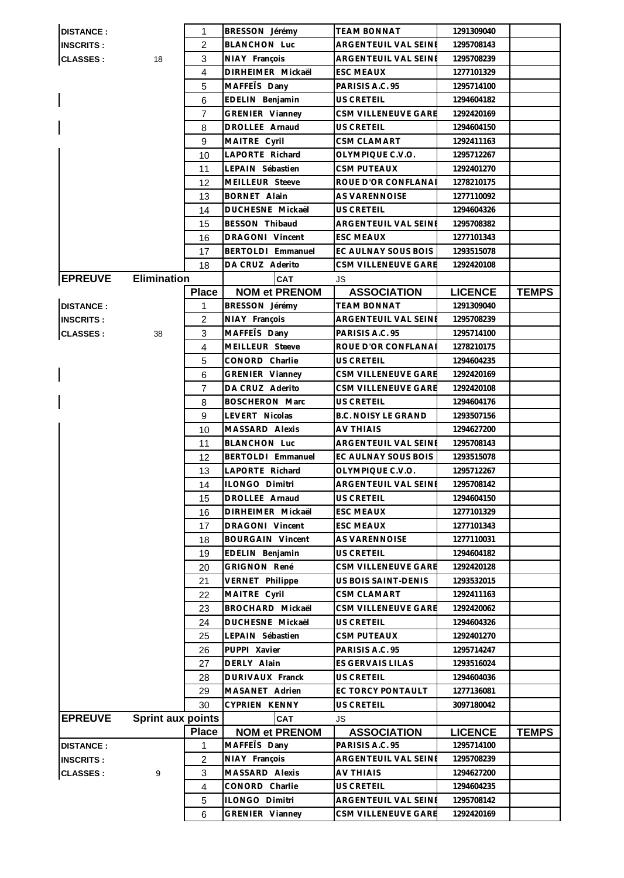| | | | | | | |
|---|---|---|---|---|---|---|
| DISTANCE : | | 1 | BRESSON Jérémy | TEAM BONNAT | 1291309040 | |
| INSCRITS : | | 2 | BLANCHON Luc | ARGENTEUIL VAL SEINE | 1295708143 | |
| CLASSES : | 18 | 3 | NIAY François | ARGENTEUIL VAL SEINE | 1295708239 | |
| | | 4 | DIRHEIMER Mickaël | ESC MEAUX | 1277101329 | |
| | | 5 | MAFFEÏS Dany | PARISIS A.C. 95 | 1295714100 | |
| | | 6 | EDELIN Benjamin | US CRETEIL | 1294604182 | |
| | | 7 | GRENIER Vianney | CSM VILLENEUVE GARE | 1292420169 | |
| | | 8 | DROLLEE Arnaud | US CRETEIL | 1294604150 | |
| | | 9 | MAITRE Cyril | CSM CLAMART | 1292411163 | |
| | | 10 | LAPORTE Richard | OLYMPIQUE C.V.O. | 1295712267 | |
| | | 11 | LEPAIN Sébastien | CSM PUTEAUX | 1292401270 | |
| | | 12 | MEILLEUR Steeve | ROUE D'OR CONFLANAI | 1278210175 | |
| | | 13 | BORNET Alain | AS VARENNOISE | 1277110092 | |
| | | 14 | DUCHESNE Mickaël | US CRETEIL | 1294604326 | |
| | | 15 | BESSON Thibaud | ARGENTEUIL VAL SEINE | 1295708382 | |
| | | 16 | DRAGONI Vincent | ESC MEAUX | 1277101343 | |
| | | 17 | BERTOLDI Emmanuel | EC AULNAY SOUS BOIS | 1293515078 | |
| | | 18 | DA CRUZ Aderito | CSM VILLENEUVE GARE | 1292420108 | |

| EPREUVE | Elimination | | CAT | JS | | |
|---|---|---|---|---|---|---|
| | | **Place** | **NOM et PRENOM** | **ASSOCIATION** | **LICENCE** | **TEMPS** |
| DISTANCE : | | 1 | BRESSON Jérémy | TEAM BONNAT | 1291309040 | |
| INSCRITS : | | 2 | NIAY François | ARGENTEUIL VAL SEINE | 1295708239 | |
| CLASSES : | 38 | 3 | MAFFEÏS Dany | PARISIS A.C. 95 | 1295714100 | |
| | | 4 | MEILLEUR Steeve | ROUE D'OR CONFLANAI | 1278210175 | |
| | | 5 | CONORD Charlie | US CRETEIL | 1294604235 | |
| | | 6 | GRENIER Vianney | CSM VILLENEUVE GARE | 1292420169 | |
| | | 7 | DA CRUZ Aderito | CSM VILLENEUVE GARE | 1292420108 | |
| | | 8 | BOSCHERON Marc | US CRETEIL | 1294604176 | |
| | | 9 | LEVERT Nicolas | B.C. NOISY LE GRAND | 1293507156 | |
| | | 10 | MASSARD Alexis | AV THIAIS | 1294627200 | |
| | | 11 | BLANCHON Luc | ARGENTEUIL VAL SEINE | 1295708143 | |
| | | 12 | BERTOLDI Emmanuel | EC AULNAY SOUS BOIS | 1293515078 | |
| | | 13 | LAPORTE Richard | OLYMPIQUE C.V.O. | 1295712267 | |
| | | 14 | ILONGO Dimitri | ARGENTEUIL VAL SEINE | 1295708142 | |
| | | 15 | DROLLEE Arnaud | US CRETEIL | 1294604150 | |
| | | 16 | DIRHEIMER Mickaël | ESC MEAUX | 1277101329 | |
| | | 17 | DRAGONI Vincent | ESC MEAUX | 1277101343 | |
| | | 18 | BOURGAIN Vincent | AS VARENNOISE | 1277110031 | |
| | | 19 | EDELIN Benjamin | US CRETEIL | 1294604182 | |
| | | 20 | GRIGNON René | CSM VILLENEUVE GARE | 1292420128 | |
| | | 21 | VERNET Philippe | US BOIS SAINT-DENIS | 1293532015 | |
| | | 22 | MAITRE Cyril | CSM CLAMART | 1292411163 | |
| | | 23 | BROCHARD Mickaël | CSM VILLENEUVE GARE | 1292420062 | |
| | | 24 | DUCHESNE Mickaël | US CRETEIL | 1294604326 | |
| | | 25 | LEPAIN Sébastien | CSM PUTEAUX | 1292401270 | |
| | | 26 | PUPPI Xavier | PARISIS A.C. 95 | 1295714247 | |
| | | 27 | DERLY Alain | ES GERVAIS LILAS | 1293516024 | |
| | | 28 | DURIVAUX Franck | US CRETEIL | 1294604036 | |
| | | 29 | MASANET Adrien | EC TORCY PONTAULT | 1277136081 | |
| | | 30 | CYPRIEN KENNY | US CRETEIL | 3097180042 | |

| EPREUVE | Sprint aux points | | CAT | JS | | |
|---|---|---|---|---|---|---|
| | | **Place** | **NOM et PRENOM** | **ASSOCIATION** | **LICENCE** | **TEMPS** |
| DISTANCE : | | 1 | MAFFEÏS Dany | PARISIS A.C. 95 | 1295714100 | |
| INSCRITS : | | 2 | NIAY François | ARGENTEUIL VAL SEINE | 1295708239 | |
| CLASSES : | 9 | 3 | MASSARD Alexis | AV THIAIS | 1294627200 | |
| | | 4 | CONORD Charlie | US CRETEIL | 1294604235 | |
| | | 5 | ILONGO Dimitri | ARGENTEUIL VAL SEINE | 1295708142 | |
| | | 6 | GRENIER Vianney | CSM VILLENEUVE GARE | 1292420169 | |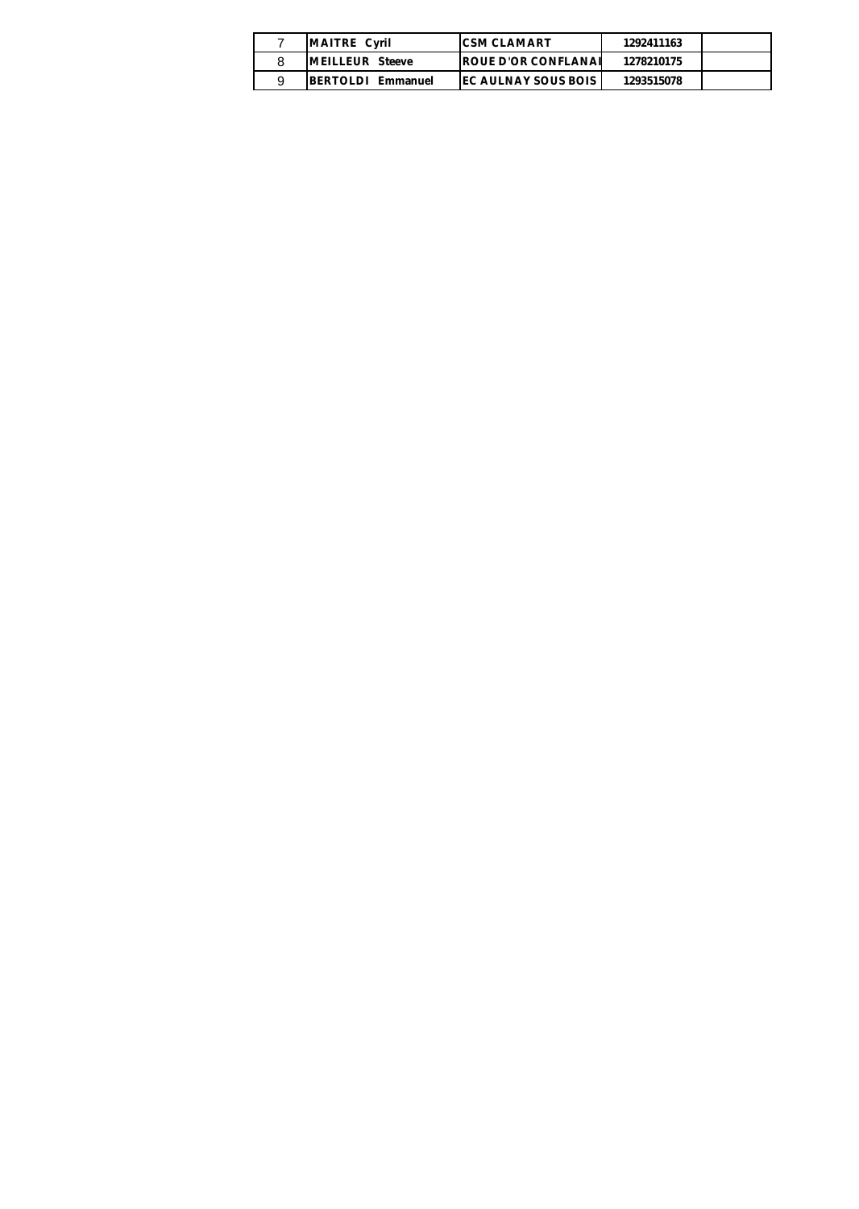| | | | | |
|---|---|---|---|---|
| 7 | MAITRE Cyril | CSM CLAMART | 1292411163 | |
| 8 | MEILLEUR Steeve | ROUE D'OR CONFLANAI | 1278210175 | |
| 9 | BERTOLDI Emmanuel | EC AULNAY SOUS BOIS | 1293515078 | |